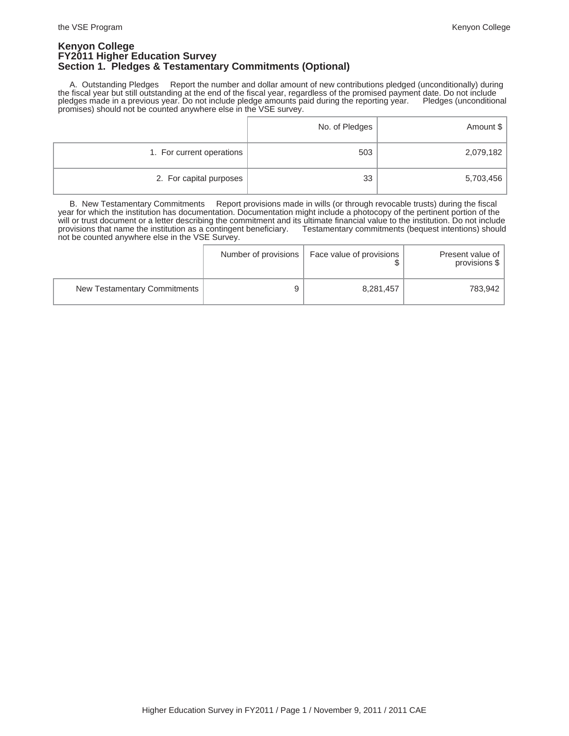# Kenyon College
## FY2011 Higher Education Survey
## Section 1. Pledges & Testamentary Commitments (Optional)

A. Outstanding Pledges     Report the number and dollar amount of new contributions pledged (unconditionally) during the fiscal year but still outstanding at the end of the fiscal year, regardless of the promised payment date. Do not include pledges made in a previous year. Do not include pledge amounts paid during the reporting year.     Pledges (unconditional promises) should not be counted anywhere else in the VSE survey.

| | No. of Pledges | Amount $ |
|---|---|---|
| 1. For current operations | 503 | 2,079,182 |
| 2. For capital purposes | 33 | 5,703,456 |

B. New Testamentary Commitments     Report provisions made in wills (or through revocable trusts) during the fiscal year for which the institution has documentation. Documentation might include a photocopy of the pertinent portion of the will or trust document or a letter describing the commitment and its ultimate financial value to the institution. Do not include provisions that name the institution as a contingent beneficiary.     Testamentary commitments (bequest intentions) should not be counted anywhere else in the VSE Survey.

| | Number of provisions | Face value of provisions $ | Present value of provisions $ |
|---|---|---|---|
| New Testamentary Commitments | 9 | 8,281,457 | 783,942 |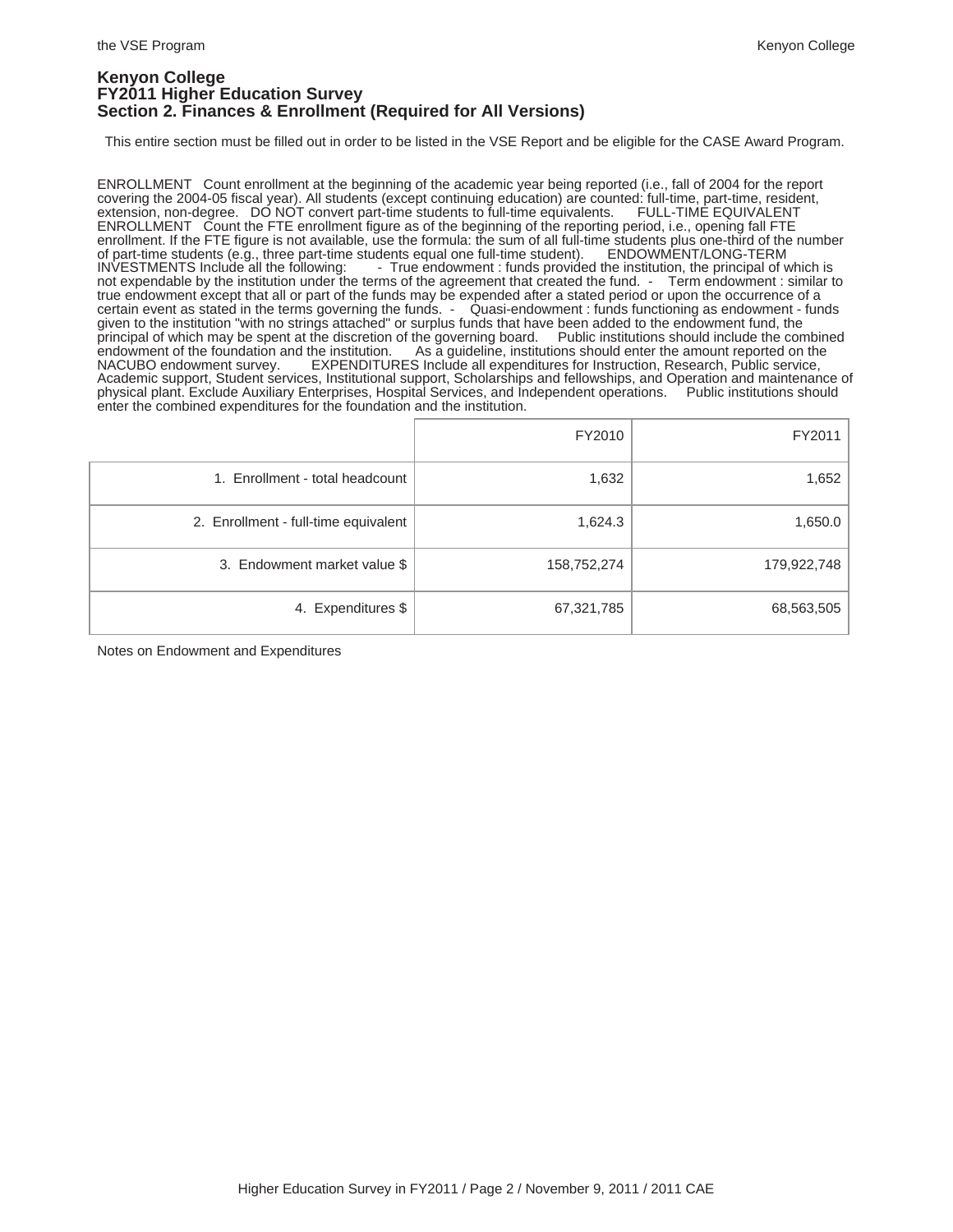# Kenyon College
## FY2011 Higher Education Survey
## Section 2. Finances & Enrollment (Required for All Versions)

This entire section must be filled out in order to be listed in the VSE Report and be eligible for the CASE Award Program.

ENROLLMENT Count enrollment at the beginning of the academic year being reported (i.e., fall of 2004 for the report covering the 2004-05 fiscal year). All students (except continuing education) are counted: full-time, part-time, resident, extension, non-degree. DO NOT convert part-time students to full-time equivalents. FULL-TIME EQUIVALENT ENROLLMENT Count the FTE enrollment figure as of the beginning of the reporting period, i.e., opening fall FTE enrollment. If the FTE figure is not available, use the formula: the sum of all full-time students plus one-third of the number of part-time students (e.g., three part-time students equal one full-time student). ENDOWMENT/LONG-TERM INVESTMENTS Include all the following: - True endowment : funds provided the institution, the principal of which is not expendable by the institution under the terms of the agreement that created the fund. - Term endowment : similar to true endowment except that all or part of the funds may be expended after a stated period or upon the occurrence of a certain event as stated in the terms governing the funds. - Quasi-endowment : funds functioning as endowment - funds given to the institution "with no strings attached" or surplus funds that have been added to the endowment fund, the principal of which may be spent at the discretion of the governing board. Public institutions should include the combined endowment of the foundation and the institution. As a guideline, institutions should enter the amount reported on the NACUBO endowment survey. EXPENDITURES Include all expenditures for Instruction, Research, Public service, Academic support, Student services, Institutional support, Scholarships and fellowships, and Operation and maintenance of physical plant. Exclude Auxiliary Enterprises, Hospital Services, and Independent operations. Public institutions should enter the combined expenditures for the foundation and the institution.

| | FY2010 | FY2011 |
|---|---|---|
| 1. Enrollment - total headcount | 1,632 | 1,652 |
| 2. Enrollment - full-time equivalent | 1,624.3 | 1,650.0 |
| 3. Endowment market value $ | 158,752,274 | 179,922,748 |
| 4. Expenditures $ | 67,321,785 | 68,563,505 |

Notes on Endowment and Expenditures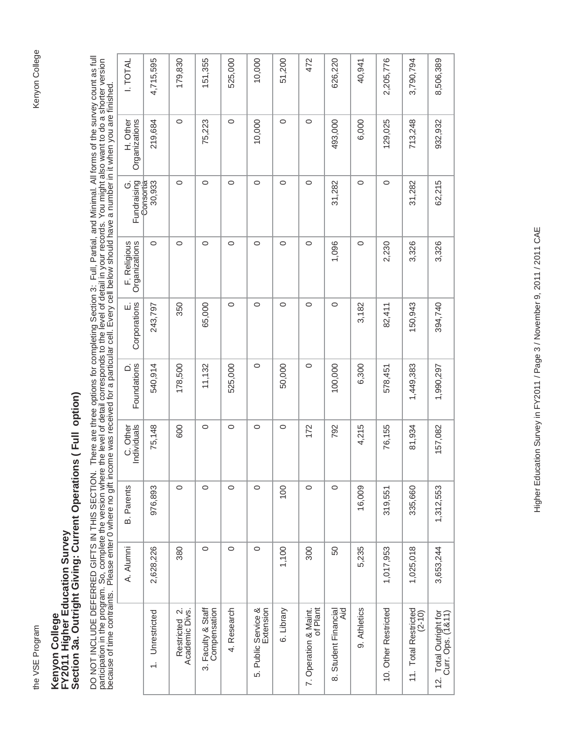# Kenyon College
## FY2011 Higher Education Survey
## Section 3a. Outright Giving: Current Operations ( Full option)

DO NOT INCLUDE DEFERRED GIFTS IN THIS SECTION. There are three options for completing Section 3: Full, Partial, and Minimal. All forms of the survey count as full participation in the program. So, complete the version where the level of detail corresponds to the level of detail in your records. You might also want to do a shorter version because of time contraints. Please enter 0 where no gift income was received for a particular cell. Every cell below should have a number in it when you are finished.

| | A. Alumni | B. Parents | C. Other Individuals | D. Foundations | E. Corporations | F. Religious Organizations | G. Fundraising Consortia | H. Other Organizations | I. TOTAL |
|---|---|---|---|---|---|---|---|---|---|
| 1. Unrestricted | 2,628,226 | 976,893 | 75,148 | 540,914 | 243,797 | 0 | 30,933 | 219,684 | 4,715,595 |
| Restricted 2. Academic Divs. | 380 | 0 | 600 | 178,500 | 350 | 0 | 0 | 0 | 179,830 |
| 3. Faculty & Staff Compensation | 0 | 0 | 0 | 11,132 | 65,000 | 0 | 0 | 75,223 | 151,355 |
| 4. Research | 0 | 0 | 0 | 525,000 | 0 | 0 | 0 | 0 | 525,000 |
| 5. Public Service & Extension | 0 | 0 | 0 | 0 | 0 | 0 | 0 | 10,000 | 10,000 |
| 6. Library | 1,100 | 100 | 0 | 50,000 | 0 | 0 | 0 | 0 | 51,200 |
| 7. Operation & Maint. of Plant | 300 | 0 | 172 | 0 | 0 | 0 | 0 | 0 | 472 |
| 8. Student Financial Aid | 50 | 0 | 792 | 100,000 | 0 | 1,096 | 31,282 | 493,000 | 626,220 |
| 9. Athletics | 5,235 | 16,009 | 4,215 | 6,300 | 3,182 | 0 | 0 | 6,000 | 40,941 |
| 10. Other Restricted | 1,017,953 | 319,551 | 76,155 | 578,451 | 82,411 | 2,230 | 0 | 129,025 | 2,205,776 |
| 11. Total Restricted (2-10) | 1,025,018 | 335,660 | 81,934 | 1,449,383 | 150,943 | 3,326 | 31,282 | 713,248 | 3,790,794 |
| 12. Total Outright for Curr. Ops. (1&11) | 3,653,244 | 1,312,553 | 157,082 | 1,990,297 | 394,740 | 3,326 | 62,215 | 932,932 | 8,506,389 |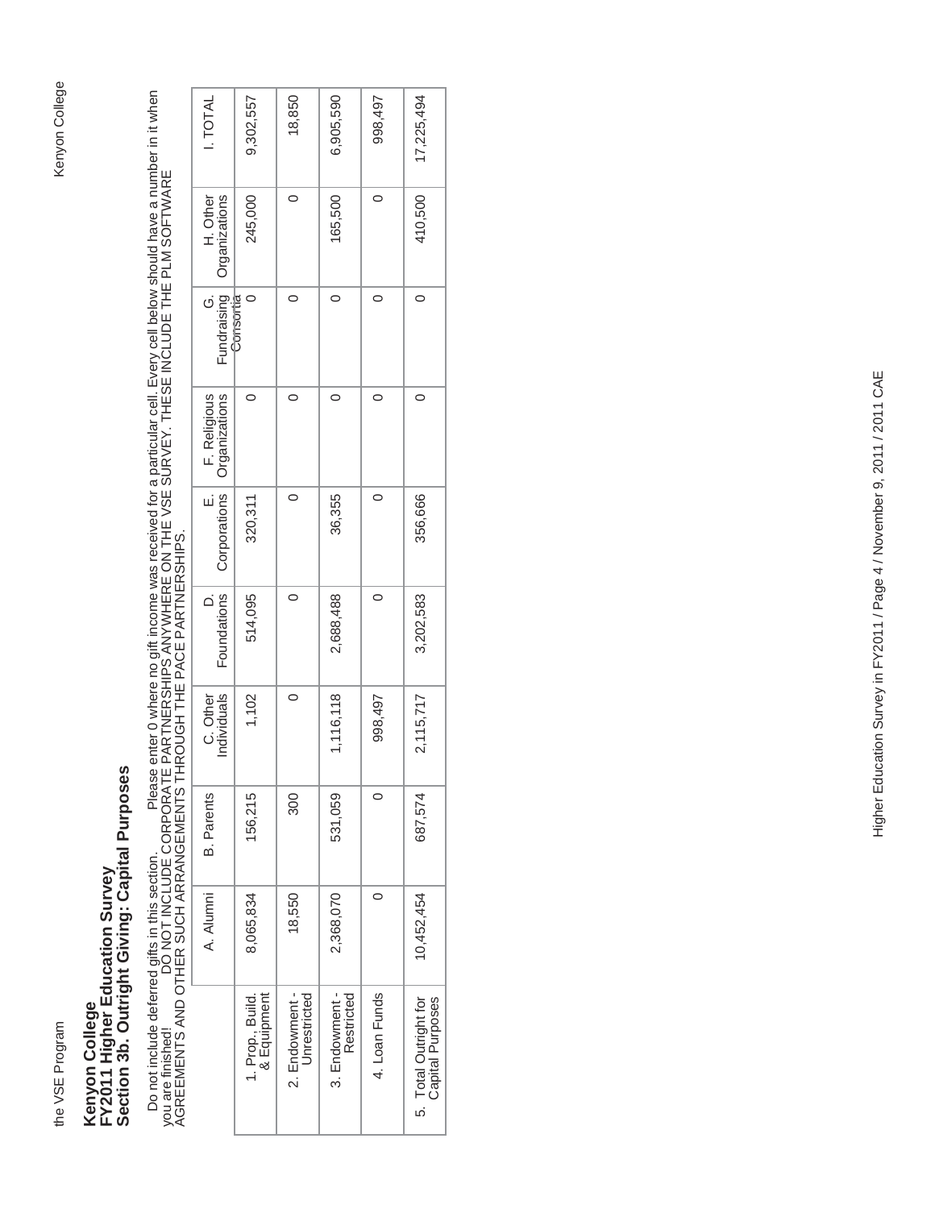# Kenyon College
## FY2011 Higher Education Survey
## Section 3b. Outright Giving: Capital Purposes

Do not include deferred gifts in this section. Please enter 0 where no gift income was received for a particular cell. Every cell below should have a number in it when you are finished! DO NOT INCLUDE CORPORATE PARTNERSHIPS ANYWHERE ON THE VSE SURVEY. THESE INCLUDE THE PLM SOFTWARE AGREEMENTS AND OTHER SUCH ARRANGEMENTS THROUGH THE PACE PARTNERSHIPS.

| | A. Alumni | B. Parents | C. Other Individuals | D. Foundations | E. Corporations | F. Religious Organizations | G. Fundraising Consortia | H. Other Organizations | I. TOTAL |
|---|---|---|---|---|---|---|---|---|---|
| 1. Prop., Build. & Equipment | 8,065,834 | 156,215 | 1,102 | 514,095 | 320,311 | 0 | 0 | 245,000 | 9,302,557 |
| 2. Endowment - Unrestricted | 18,550 | 300 | 0 | 0 | 0 | 0 | 0 | 0 | 18,850 |
| 3. Endowment - Restricted | 2,368,070 | 531,059 | 1,116,118 | 2,688,488 | 36,355 | 0 | 0 | 165,500 | 6,905,590 |
| 4. Loan Funds | 0 | 0 | 998,497 | 0 | 0 | 0 | 0 | 0 | 998,497 |
| 5. Total Outright for Capital Purposes | 10,452,454 | 687,574 | 2,115,717 | 3,202,583 | 356,666 | 0 | 0 | 410,500 | 17,225,494 |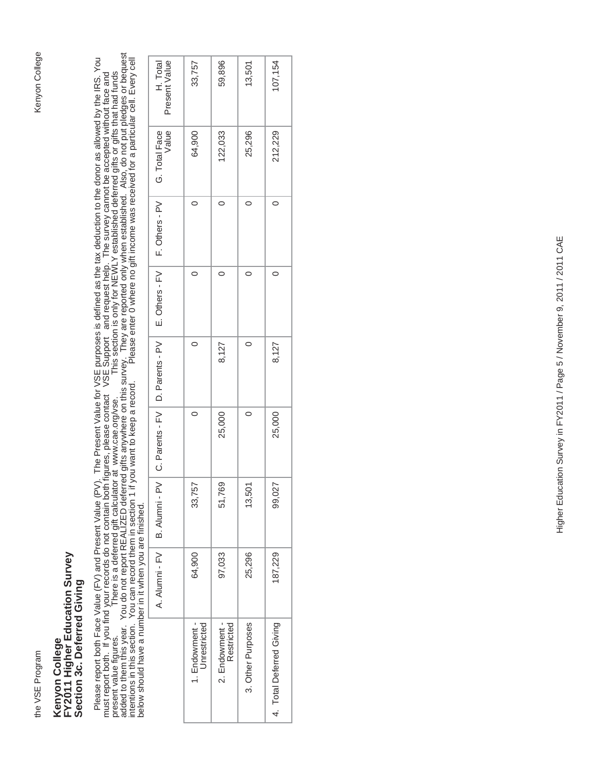# Kenyon College
## FY2011 Higher Education Survey
## Section 3c. Deferred Giving

Please report both Face Value (FV) and Present Value (PV). The Present Value for VSE purposes is defined as the tax deduction to the donor as allowed by the IRS. You must report both. If you find your records do not contain both figures, please contact VSE Support and request help. The survey cannot be accepted without face and present value figures. There is a deferred gift calculator at www.cae.org/vse. This section is only for NEWLY established deferred gifts or gifts that had funds added to them this year. You do not report REALIZED deferred gifts anywhere on this survey. They are reported only when established. Also, do not put pledges or bequest intentions in this section. You can record them in section 1 if you want to keep a record. Please enter 0 where no gift income was received for a particular cell. Every cell below should have a number in it when you are finished.

| | A. Alumni - FV | B. Alumni - PV | C. Parents - FV | D. Parents - PV | E. Others - FV | F. Others - PV | G. Total Face Value | H. Total Present Value |
|---|---|---|---|---|---|---|---|---|
| 1. Endowment - Unrestricted | 64,900 | 33,757 | 0 | 0 | 0 | 0 | 64,900 | 33,757 |
| 2. Endowment - Restricted | 97,033 | 51,769 | 25,000 | 8,127 | 0 | 0 | 122,033 | 59,896 |
| 3. Other Purposes | 25,296 | 13,501 | 0 | 0 | 0 | 0 | 25,296 | 13,501 |
| 4. Total Deferred Giving | 187,229 | 99,027 | 25,000 | 8,127 | 0 | 0 | 212,229 | 107,154 |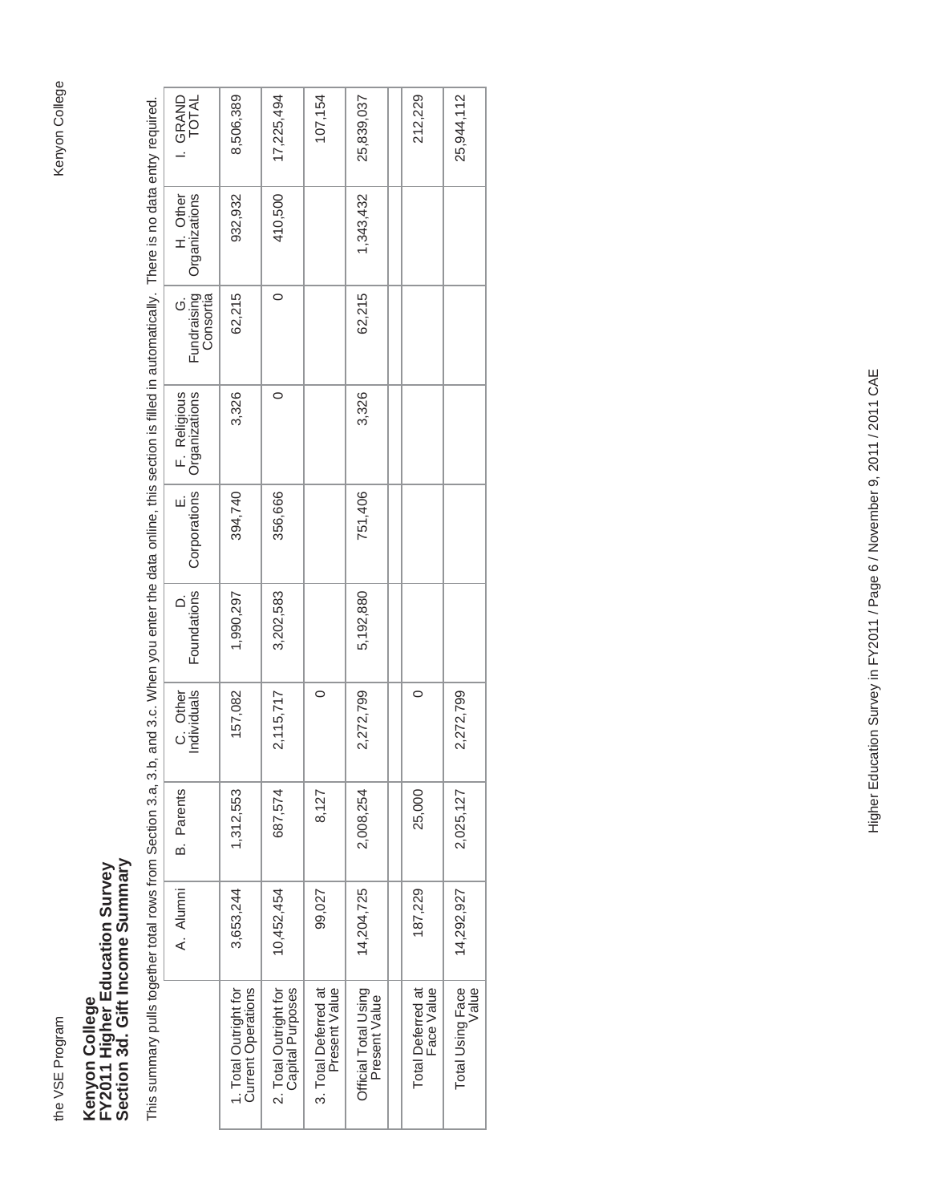# Kenyon College
## FY2011 Higher Education Survey
## Section 3d. Gift Income Summary

This summary pulls together total rows from Section 3.a, 3.b, and 3.c. When you enter the data online, this section is filled in automatically. There is no data entry required.

| | A. Alumni | B. Parents | C. Other Individuals | D. Foundations | E. Corporations | F. Religious Organizations | G. Fundraising Consortia | H. Other Organizations | I. GRAND TOTAL |
|---|---|---|---|---|---|---|---|---|---|
| 1. Total Outright for Current Operations | 3,653,244 | 1,312,553 | 157,082 | 1,990,297 | 394,740 | 3,326 | 62,215 | 932,932 | 8,506,389 |
| 2. Total Outright for Capital Purposes | 10,452,454 | 687,574 | 2,115,717 | 3,202,583 | 356,666 | 0 | 0 | 410,500 | 17,225,494 |
| 3. Total Deferred at Present Value | 99,027 | 8,127 | 0 | | | | | | 107,154 |
| Official Total Using Present Value | 14,204,725 | 2,008,254 | 2,272,799 | 5,192,880 | 751,406 | 3,326 | 62,215 | 1,343,432 | 25,839,037 |
| | | | | | | | | | |
| Total Deferred at Face Value | 187,229 | 25,000 | 0 | | | | | | 212,229 |
| Total Using Face Value | 14,292,927 | 2,025,127 | 2,272,799 | | | | | | 25,944,112 |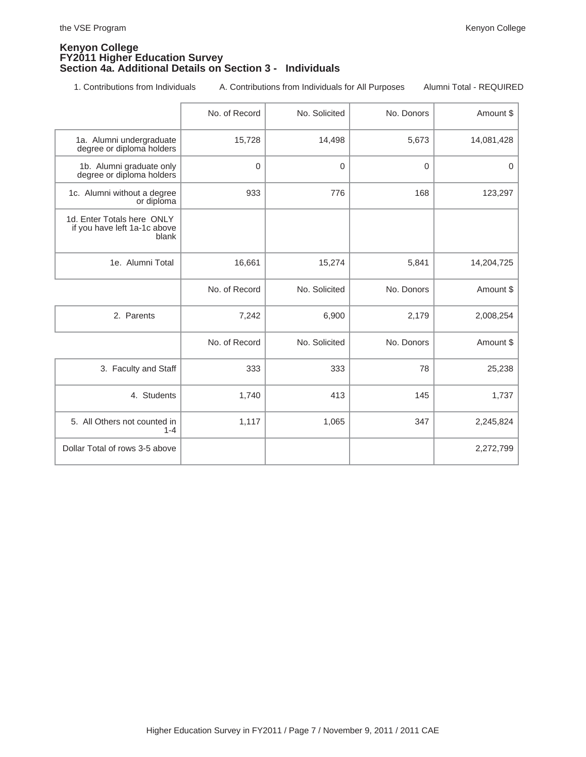**Kenyon College**
**FY2011 Higher Education Survey**
**Section 4a. Additional Details on Section 3 - Individuals**

1. Contributions from Individuals   A. Contributions from Individuals for All Purposes   Alumni Total - REQUIRED

| | No. of Record | No. Solicited | No. Donors | Amount $ |
|---|---|---|---|---|
| 1a. Alumni undergraduate degree or diploma holders | 15,728 | 14,498 | 5,673 | 14,081,428 |
| 1b. Alumni graduate only degree or diploma holders | 0 | 0 | 0 | 0 |
| 1c. Alumni without a degree or diploma | 933 | 776 | 168 | 123,297 |
| 1d. Enter Totals here ONLY if you have left 1a-1c above blank | | | | |
| 1e. Alumni Total | 16,661 | 15,274 | 5,841 | 14,204,725 |

| | No. of Record | No. Solicited | No. Donors | Amount $ |
|---|---|---|---|---|
| 2. Parents | 7,242 | 6,900 | 2,179 | 2,008,254 |

| | No. of Record | No. Solicited | No. Donors | Amount $ |
|---|---|---|---|---|
| 3. Faculty and Staff | 333 | 333 | 78 | 25,238 |
| 4. Students | 1,740 | 413 | 145 | 1,737 |
| 5. All Others not counted in 1-4 | 1,117 | 1,065 | 347 | 2,245,824 |
| Dollar Total of rows 3-5 above | | | | 2,272,799 |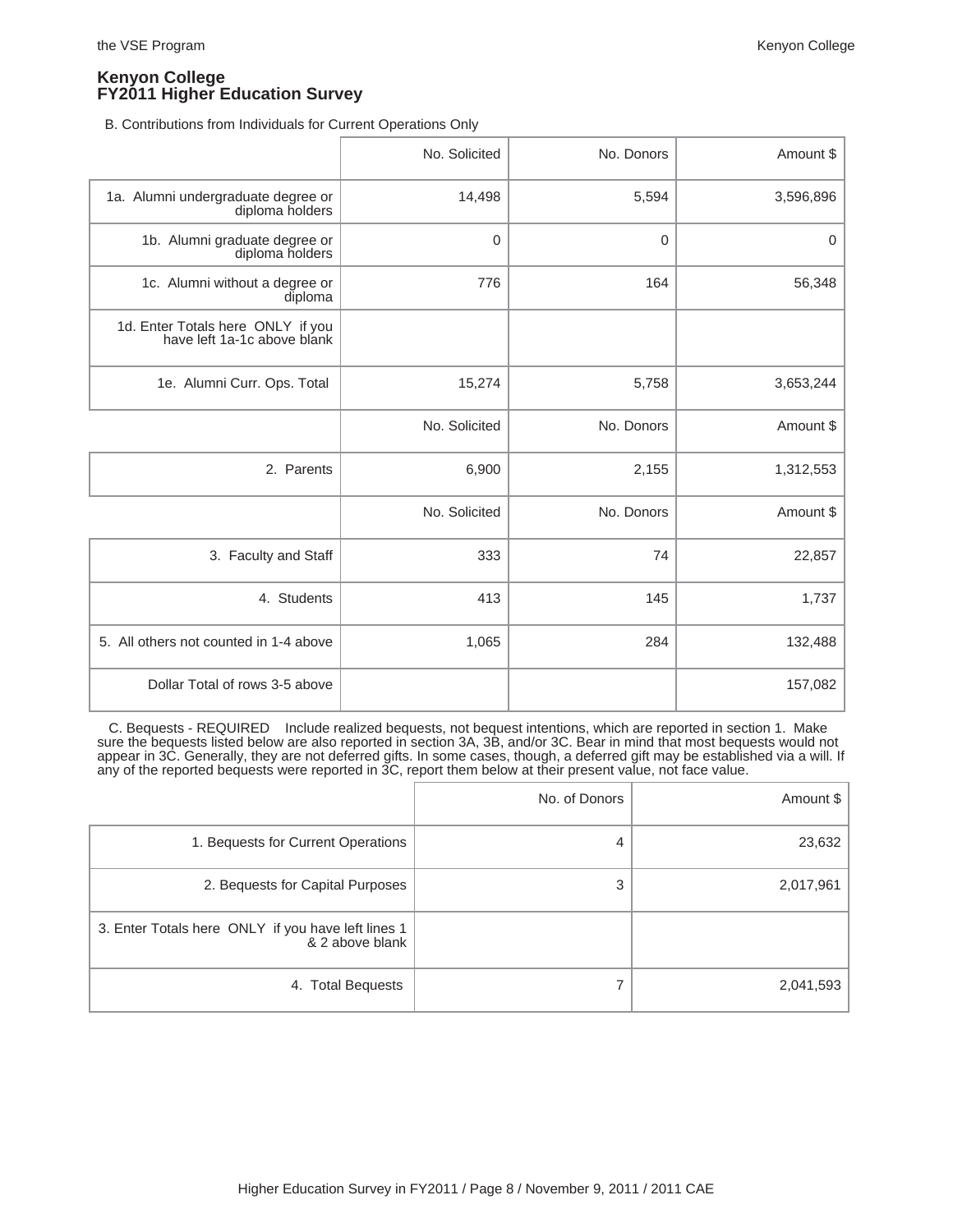**Kenyon College**
**FY2011 Higher Education Survey**

B. Contributions from Individuals for Current Operations Only

| | No. Solicited | No. Donors | Amount $ |
|---|---|---|---|
| 1a. Alumni undergraduate degree or diploma holders | 14,498 | 5,594 | 3,596,896 |
| 1b. Alumni graduate degree or diploma holders | 0 | 0 | 0 |
| 1c. Alumni without a degree or diploma | 776 | 164 | 56,348 |
| 1d. Enter Totals here ONLY if you have left 1a-1c above blank | | | |
| 1e. Alumni Curr. Ops. Total | 15,274 | 5,758 | 3,653,244 |
| | No. Solicited | No. Donors | Amount $ |
| 2. Parents | 6,900 | 2,155 | 1,312,553 |
| | No. Solicited | No. Donors | Amount $ |
| 3. Faculty and Staff | 333 | 74 | 22,857 |
| 4. Students | 413 | 145 | 1,737 |
| 5. All others not counted in 1-4 above | 1,065 | 284 | 132,488 |
| Dollar Total of rows 3-5 above | | | 157,082 |

C. Bequests - REQUIRED Include realized bequests, not bequest intentions, which are reported in section 1. Make sure the bequests listed below are also reported in section 3A, 3B, and/or 3C. Bear in mind that most bequests would not appear in 3C. Generally, they are not deferred gifts. In some cases, though, a deferred gift may be established via a will. If any of the reported bequests were reported in 3C, report them below at their present value, not face value.

| | No. of Donors | Amount $ |
|---|---|---|
| 1. Bequests for Current Operations | 4 | 23,632 |
| 2. Bequests for Capital Purposes | 3 | 2,017,961 |
| 3. Enter Totals here ONLY if you have left lines 1 & 2 above blank | | |
| 4. Total Bequests | 7 | 2,041,593 |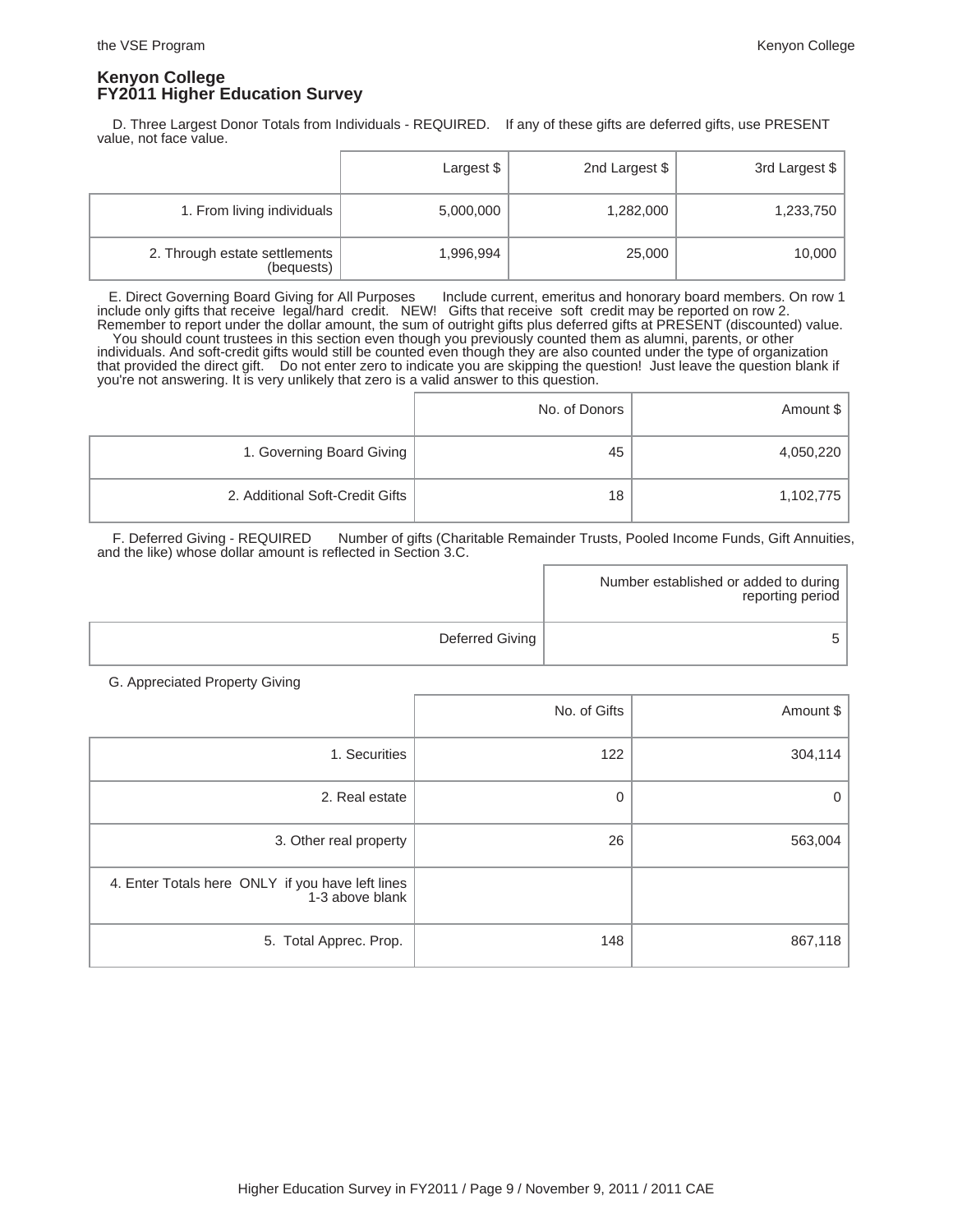## Kenyon College
## FY2011 Higher Education Survey

D. Three Largest Donor Totals from Individuals - REQUIRED. If any of these gifts are deferred gifts, use PRESENT value, not face value.

| | Largest $ | 2nd Largest $ | 3rd Largest $ |
|---|---|---|---|
| 1. From living individuals | 5,000,000 | 1,282,000 | 1,233,750 |
| 2. Through estate settlements (bequests) | 1,996,994 | 25,000 | 10,000 |

E. Direct Governing Board Giving for All Purposes Include current, emeritus and honorary board members. On row 1 include only gifts that receive legal/hard credit. NEW! Gifts that receive soft credit may be reported on row 2. Remember to report under the dollar amount, the sum of outright gifts plus deferred gifts at PRESENT (discounted) value. You should count trustees in this section even though you previously counted them as alumni, parents, or other individuals. And soft-credit gifts would still be counted even though they are also counted under the type of organization that provided the direct gift. Do not enter zero to indicate you are skipping the question! Just leave the question blank if you're not answering. It is very unlikely that zero is a valid answer to this question.

| | No. of Donors | Amount $ |
|---|---|---|
| 1. Governing Board Giving | 45 | 4,050,220 |
| 2. Additional Soft-Credit Gifts | 18 | 1,102,775 |

F. Deferred Giving - REQUIRED Number of gifts (Charitable Remainder Trusts, Pooled Income Funds, Gift Annuities, and the like) whose dollar amount is reflected in Section 3.C.

| | Number established or added to during reporting period |
|---|---|
| Deferred Giving | 5 |

G. Appreciated Property Giving

| | No. of Gifts | Amount $ |
|---|---|---|
| 1. Securities | 122 | 304,114 |
| 2. Real estate | 0 | 0 |
| 3. Other real property | 26 | 563,004 |
| 4. Enter Totals here ONLY if you have left lines 1-3 above blank | | |
| 5. Total Apprec. Prop. | 148 | 867,118 |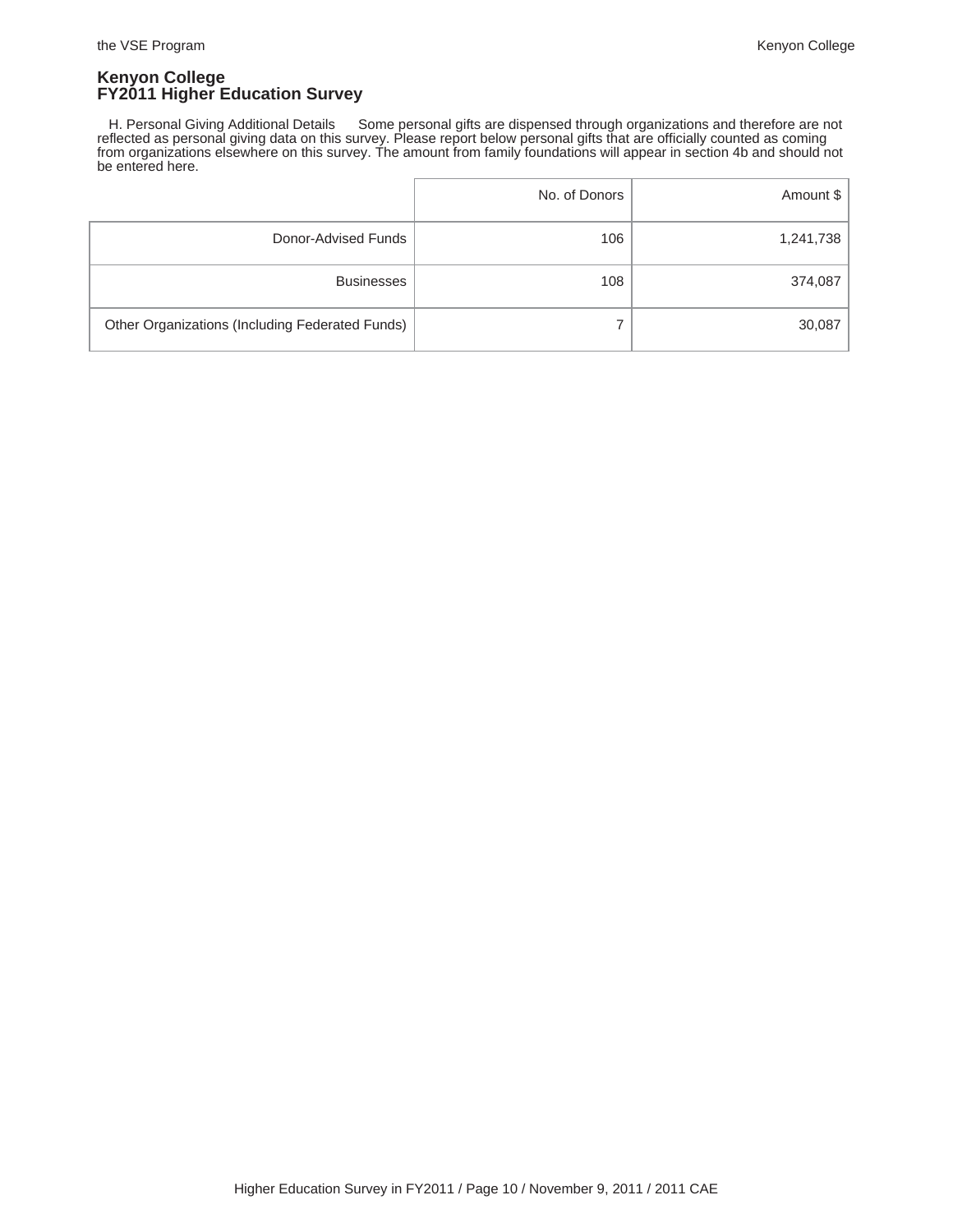## Kenyon College
## FY2011 Higher Education Survey

H. Personal Giving Additional Details Some personal gifts are dispensed through organizations and therefore are not reflected as personal giving data on this survey. Please report below personal gifts that are officially counted as coming from organizations elsewhere on this survey. The amount from family foundations will appear in section 4b and should not be entered here.

| | No. of Donors | Amount $ |
|---|---|---|
| Donor-Advised Funds | 106 | 1,241,738 |
| Businesses | 108 | 374,087 |
| Other Organizations (Including Federated Funds) | 7 | 30,087 |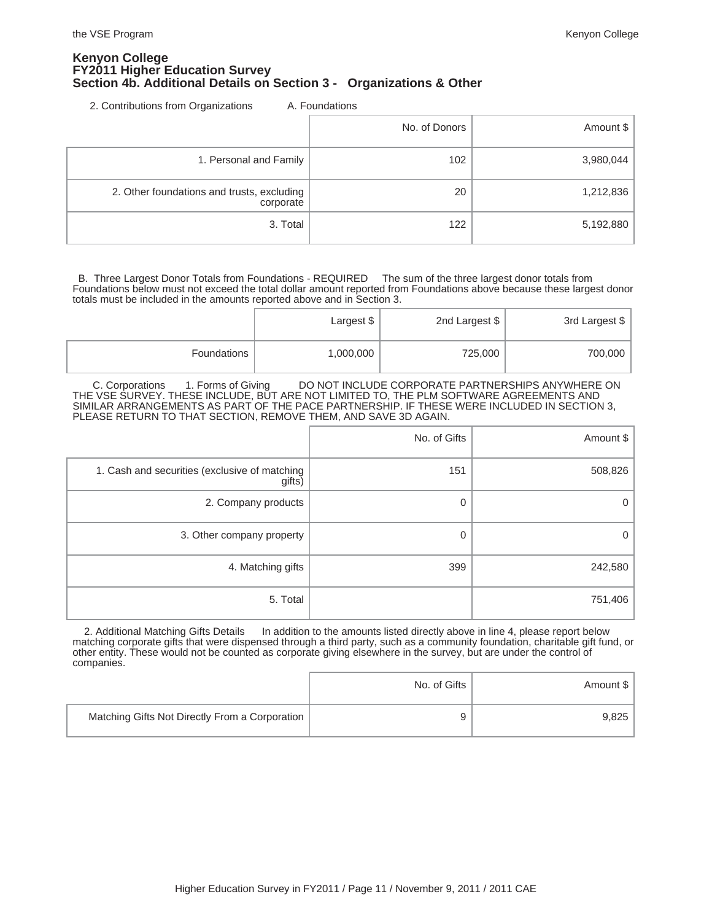# Kenyon College
## FY2011 Higher Education Survey
### Section 4b. Additional Details on Section 3 - Organizations & Other

2. Contributions from Organizations A. Foundations

| | No. of Donors | Amount $ |
|---|---|---|
| 1. Personal and Family | 102 | 3,980,044 |
| 2. Other foundations and trusts, excluding corporate | 20 | 1,212,836 |
| 3. Total | 122 | 5,192,880 |

B. Three Largest Donor Totals from Foundations - REQUIRED The sum of the three largest donor totals from Foundations below must not exceed the total dollar amount reported from Foundations above because these largest donor totals must be included in the amounts reported above and in Section 3.

| | Largest $ | 2nd Largest $ | 3rd Largest $ |
|---|---|---|---|
| Foundations | 1,000,000 | 725,000 | 700,000 |

C. Corporations 1. Forms of Giving DO NOT INCLUDE CORPORATE PARTNERSHIPS ANYWHERE ON THE VSE SURVEY. THESE INCLUDE, BUT ARE NOT LIMITED TO, THE PLM SOFTWARE AGREEMENTS AND SIMILAR ARRANGEMENTS AS PART OF THE PACE PARTNERSHIP. IF THESE WERE INCLUDED IN SECTION 3, PLEASE RETURN TO THAT SECTION, REMOVE THEM, AND SAVE 3D AGAIN.

| | No. of Gifts | Amount $ |
|---|---|---|
| 1. Cash and securities (exclusive of matching gifts) | 151 | 508,826 |
| 2. Company products | 0 | 0 |
| 3. Other company property | 0 | 0 |
| 4. Matching gifts | 399 | 242,580 |
| 5. Total | | 751,406 |

2. Additional Matching Gifts Details In addition to the amounts listed directly above in line 4, please report below matching corporate gifts that were dispensed through a third party, such as a community foundation, charitable gift fund, or other entity. These would not be counted as corporate giving elsewhere in the survey, but are under the control of companies.

| | No. of Gifts | Amount $ |
|---|---|---|
| Matching Gifts Not Directly From a Corporation | 9 | 9,825 |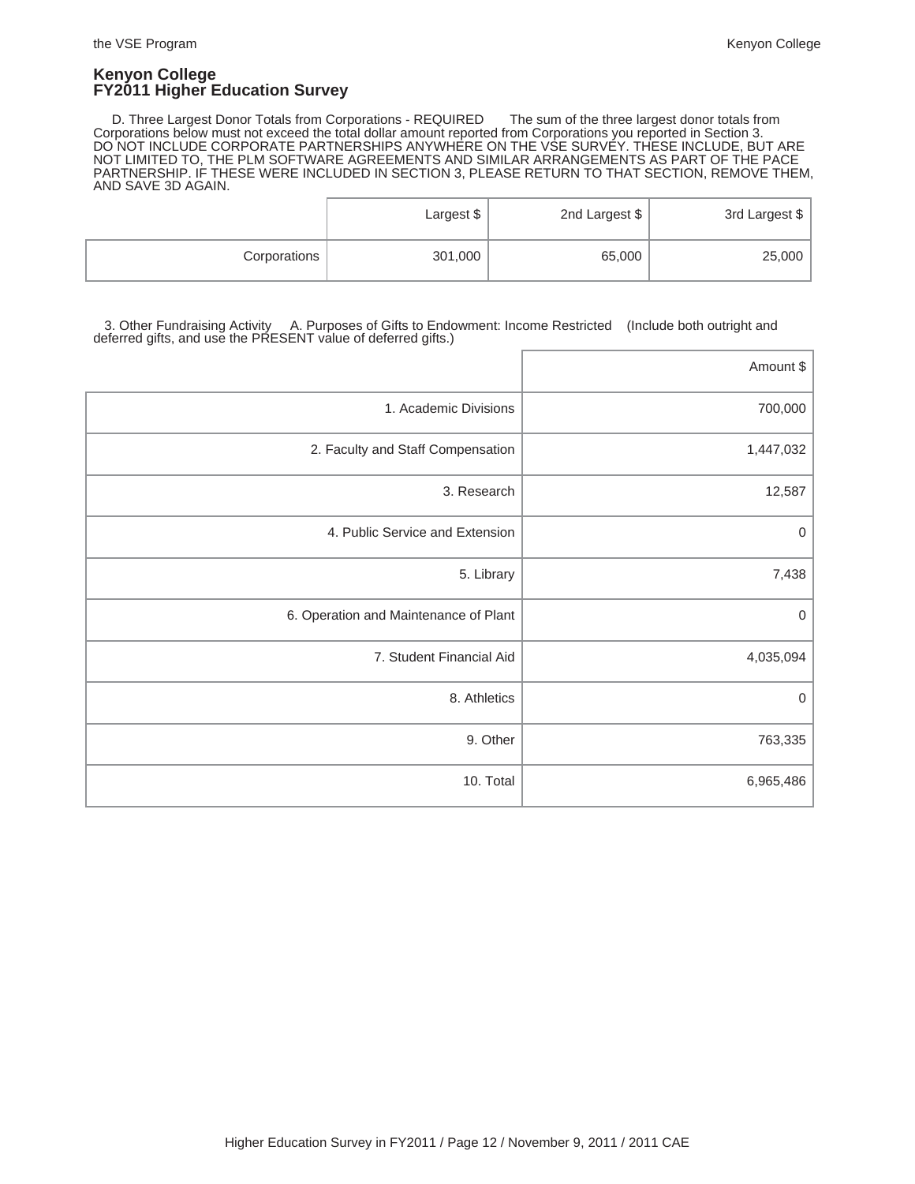## Kenyon College
## FY2011 Higher Education Survey

D. Three Largest Donor Totals from Corporations - REQUIRED The sum of the three largest donor totals from Corporations below must not exceed the total dollar amount reported from Corporations you reported in Section 3. DO NOT INCLUDE CORPORATE PARTNERSHIPS ANYWHERE ON THE VSE SURVEY. THESE INCLUDE, BUT ARE NOT LIMITED TO, THE PLM SOFTWARE AGREEMENTS AND SIMILAR ARRANGEMENTS AS PART OF THE PACE PARTNERSHIP. IF THESE WERE INCLUDED IN SECTION 3, PLEASE RETURN TO THAT SECTION, REMOVE THEM, AND SAVE 3D AGAIN.

| | Largest $ | 2nd Largest $ | 3rd Largest $ |
|---|---|---|---|
| Corporations | 301,000 | 65,000 | 25,000 |

3. Other Fundraising Activity A. Purposes of Gifts to Endowment: Income Restricted (Include both outright and deferred gifts, and use the PRESENT value of deferred gifts.)

| | Amount $ |
|---|---|
| 1. Academic Divisions | 700,000 |
| 2. Faculty and Staff Compensation | 1,447,032 |
| 3. Research | 12,587 |
| 4. Public Service and Extension | 0 |
| 5. Library | 7,438 |
| 6. Operation and Maintenance of Plant | 0 |
| 7. Student Financial Aid | 4,035,094 |
| 8. Athletics | 0 |
| 9. Other | 763,335 |
| 10. Total | 6,965,486 |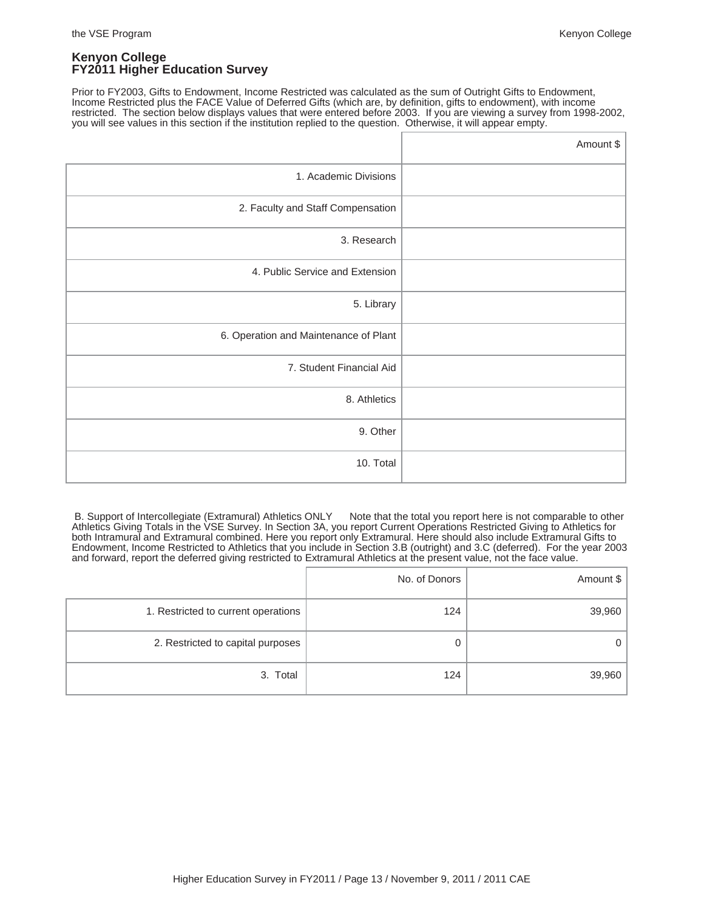**Kenyon College**
**FY2011 Higher Education Survey**

Prior to FY2003, Gifts to Endowment, Income Restricted was calculated as the sum of Outright Gifts to Endowment, Income Restricted plus the FACE Value of Deferred Gifts (which are, by definition, gifts to endowment), with income restricted. The section below displays values that were entered before 2003. If you are viewing a survey from 1998-2002, you will see values in this section if the institution replied to the question. Otherwise, it will appear empty.

| | Amount $ |
|---:|---:|
| 1. Academic Divisions | |
| 2. Faculty and Staff Compensation | |
| 3. Research | |
| 4. Public Service and Extension | |
| 5. Library | |
| 6. Operation and Maintenance of Plant | |
| 7. Student Financial Aid | |
| 8. Athletics | |
| 9. Other | |
| 10. Total | |

B. Support of Intercollegiate (Extramural) Athletics ONLY Note that the total you report here is not comparable to other Athletics Giving Totals in the VSE Survey. In Section 3A, you report Current Operations Restricted Giving to Athletics for both Intramural and Extramural combined. Here you report only Extramural. Here should also include Extramural Gifts to Endowment, Income Restricted to Athletics that you include in Section 3.B (outright) and 3.C (deferred). For the year 2003 and forward, report the deferred giving restricted to Extramural Athletics at the present value, not the face value.

| | No. of Donors | Amount $ |
|---:|---:|---:|
| 1. Restricted to current operations | 124 | 39,960 |
| 2. Restricted to capital purposes | 0 | 0 |
| 3. Total | 124 | 39,960 |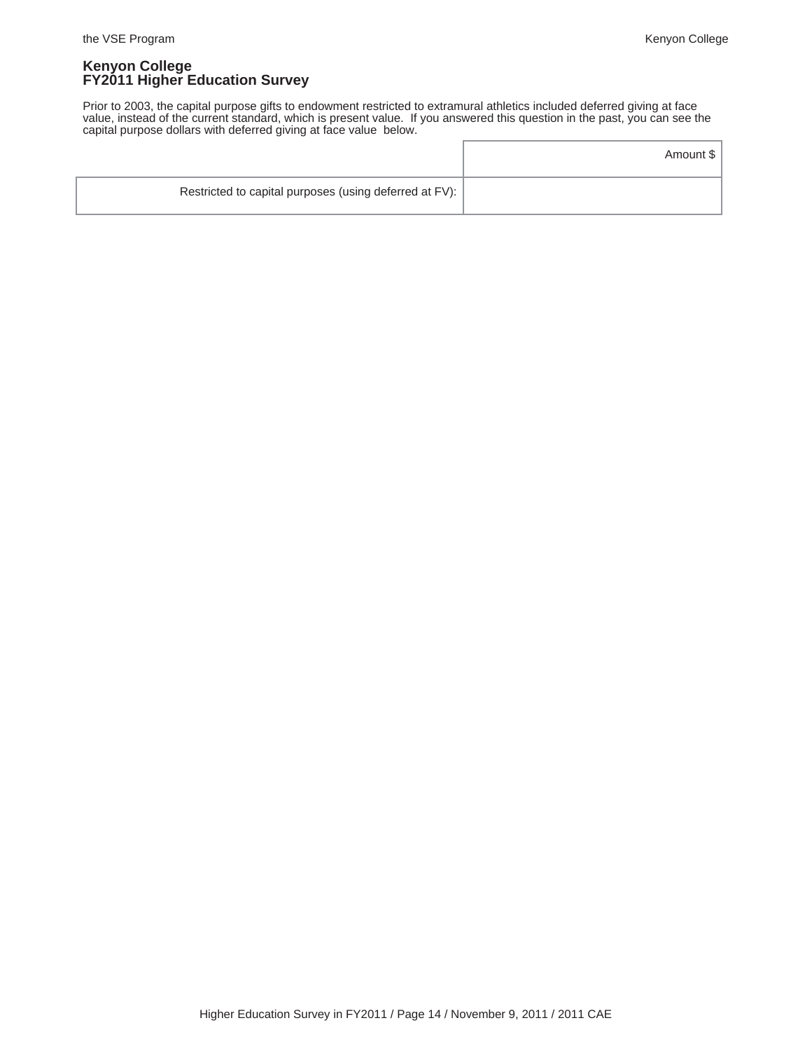**Kenyon College**
**FY2011 Higher Education Survey**

Prior to 2003, the capital purpose gifts to endowment restricted to extramural athletics included deferred giving at face value, instead of the current standard, which is present value. If you answered this question in the past, you can see the capital purpose dollars with deferred giving at face value below.

| | Amount $ |
|---|---|
| Restricted to capital purposes (using deferred at FV): | |